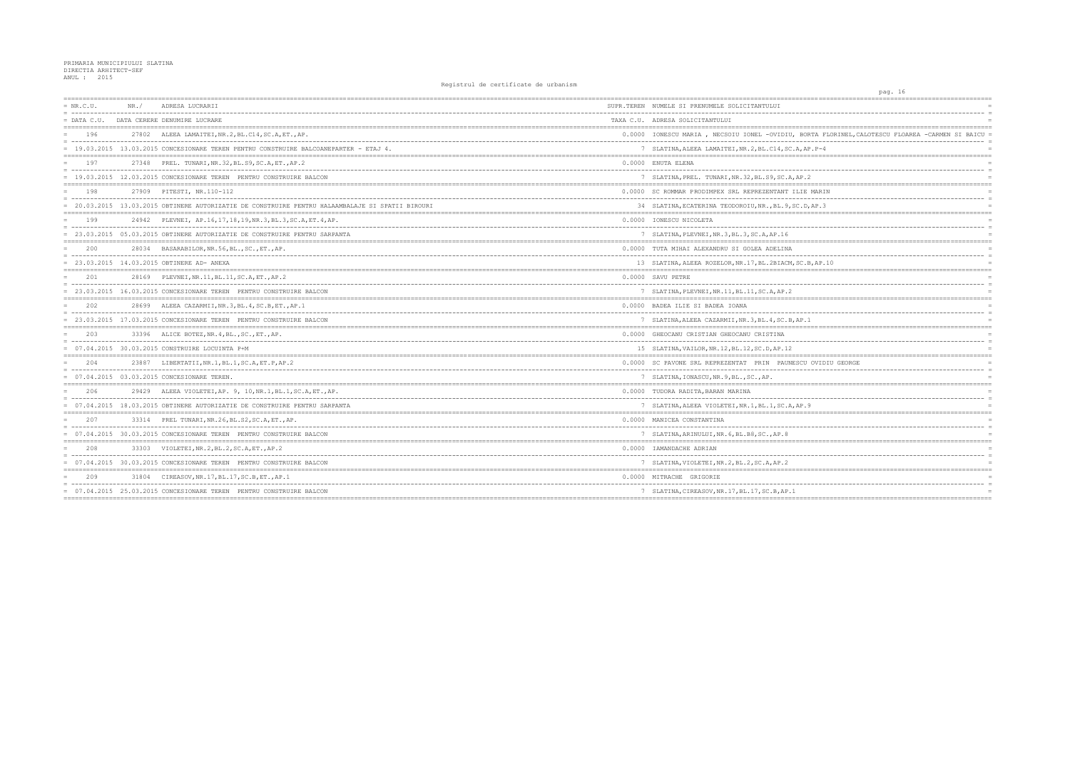PRIMARIA MUNICIPIULUI SLATINA
DIRECTIA ARHITECT-SEF
ANUL : 2015

Registrul de certificate de urbanism

| NR.C.U. / DATA C.U. | NR./ DATA CERERE | ADRESA LUCRARII / DENUMIRE LUCRARE | SUPR.TEREN / TAXA C.U. | NUMELE SI PRENUMELE SOLICITANTULUI / ADRESA SOLICITANTULUI |
|---|---|---|---|---|
| 196 | 27802 | ALEEA LAMAITEI,NR.2,BL.C14,SC.A,ET.,AP. | 0.0000 | IONESCU MARIA , NECSOIU IONEL -OVIDIU, BORTA FLORINEL,CALOTESCU FLOAREA -CARMEN SI BAICU |
| 19.03.2015 | 13.03.2015 | CONCESIONARE TEREN PENTRU CONSTRUIRE BALCOANEPARTER - ETAJ 4. | 7 | SLATINA,ALEEA LAMAITEI,NR.2,BL.C14,SC.A,AP.P-4 |
| 197 | 27348 | PREL. TUNARI,NR.32,BL.S9,SC.A,ET.,AP.2 | 0.0000 | ENUTA ELENA |
| 19.03.2015 | 12.03.2015 | CONCESIONARE TEREN PENTRU CONSTRUIRE BALCON | 7 | SLATINA,PREL. TUNARI,NR.32,BL.S9,SC.A,AP.2 |
| 198 | 27909 | PITESTI, NR.110-112 | 0.0000 | SC ROMMAR PRODIMPEX SRL REPREZENTANT ILIE MARIN |
| 20.03.2015 | 13.03.2015 | OBTINERE AUTORIZATIE DE CONSTRUIRE PENTRU HALAAMBALAJE SI SPATII BIROURI | 34 | SLATINA,ECATERINA TEODOROIU,NR.,BL.9,SC.D,AP.3 |
| 199 | 24942 | PLEVNEI, AP.16,17,18,19,NR.3,BL.3,SC.A,ET.4,AP. | 0.0000 | IONESCU NICOLETA |
| 23.03.2015 | 05.03.2015 | OBTINERE AUTORIZATIE DE CONSTRUIRE PENTRU SARPANTA | 7 | SLATINA,PLEVNEI,NR.3,BL.3,SC.A,AP.16 |
| 200 | 28034 | BASARABILOR,NR.56,BL.,SC.,ET.,AP. | 0.0000 | TUTA MIHAI ALEXANDRU SI GOLEA ADELINA |
| 23.03.2015 | 14.03.2015 | OBTINERE AD- ANEXA | 13 | SLATINA,ALEEA ROZELOR,NR.17,BL.2BIACM,SC.B,AP.10 |
| 201 | 28169 | PLEVNEI,NR.11,BL.11,SC.A,ET.,AP.2 | 0.0000 | SAVU PETRE |
| 23.03.2015 | 16.03.2015 | CONCESIONARE TEREN PENTRU CONSTRUIRE BALCON | 7 | SLATINA,PLEVNEI,NR.11,BL.11,SC.A,AP.2 |
| 202 | 28699 | ALEEA CAZARMII,NR.3,BL.4,SC.B,ET.,AP.1 | 0.0000 | BADEA ILIE SI BADEA IOANA |
| 23.03.2015 | 17.03.2015 | CONCESIONARE TEREN PENTRU CONSTRUIRE BALCON | 7 | SLATINA,ALEEA CAZARMII,NR.3,BL.4,SC.B,AP.1 |
| 203 | 33396 | ALICE BOTEZ,NR.4,BL.,SC.,ET.,AP. | 0.0000 | GHEOCANU CRISTIAN GHEOCANU CRISTINA |
| 07.04.2015 | 30.03.2015 | CONSTRUIRE LOCUINTA P+M | 15 | SLATINA,VAILOR,NR.12,BL.12,SC.D,AP.12 |
| 204 | 23887 | LIBERTATII,NR.1,BL.1,SC.A,ET.P,AP.2 | 0.0000 | SC FAVONE SRL REPREZENTAT PRIN PAUNESCU OVIDIU GEORGE |
| 07.04.2015 | 03.03.2015 | CONCESIONARE TEREN. | 7 | SLATINA,IONASCU,NR.9,BL.,SC.,AP. |
| 206 | 29429 | ALEEA VIOLETEI,AP. 9, 10,NR.1,BL.1,SC.A,ET.,AP. | 0.0000 | TUDORA RADITA,BARAN MARINA |
| 07.04.2015 | 18.03.2015 | OBTINERE AUTORIZATIE DE CONSTRUIRE PENTRU SARPANTA | 7 | SLATINA,ALEEA VIOLETEI,NR.1,BL.1,SC.A,AP.9 |
| 207 | 33314 | PREL TUNARI,NR.26,BL.S2,SC.A,ET.,AP. | 0.0000 | MANICEA CONSTANTINA |
| 07.04.2015 | 30.03.2015 | CONCESIONARE TEREN PENTRU CONSTRUIRE BALCON | 7 | SLATINA,ARINULUI,NR.6,BL.B8,SC.,AP.8 |
| 208 | 33303 | VIOLETEI,NR.2,BL.2,SC.A,ET.,AP.2 | 0.0000 | IAMANDACHE ADRIAN |
| 07.04.2015 | 30.03.2015 | CONCESIONARE TEREN PENTRU CONSTRUIRE BALCON | 7 | SLATINA,VIOLETEI,NR.2,BL.2,SC.A,AP.2 |
| 209 | 31804 | CIREASOV,NR.17,BL.17,SC.B,ET.,AP.1 | 0.0000 | MITRACHE GRIGORIE |
| 07.04.2015 | 25.03.2015 | CONCESIONARE TEREN PENTRU CONSTRUIRE BALCON | 7 | SLATINA,CIREASOV,NR.17,BL.17,SC.B,AP.1 |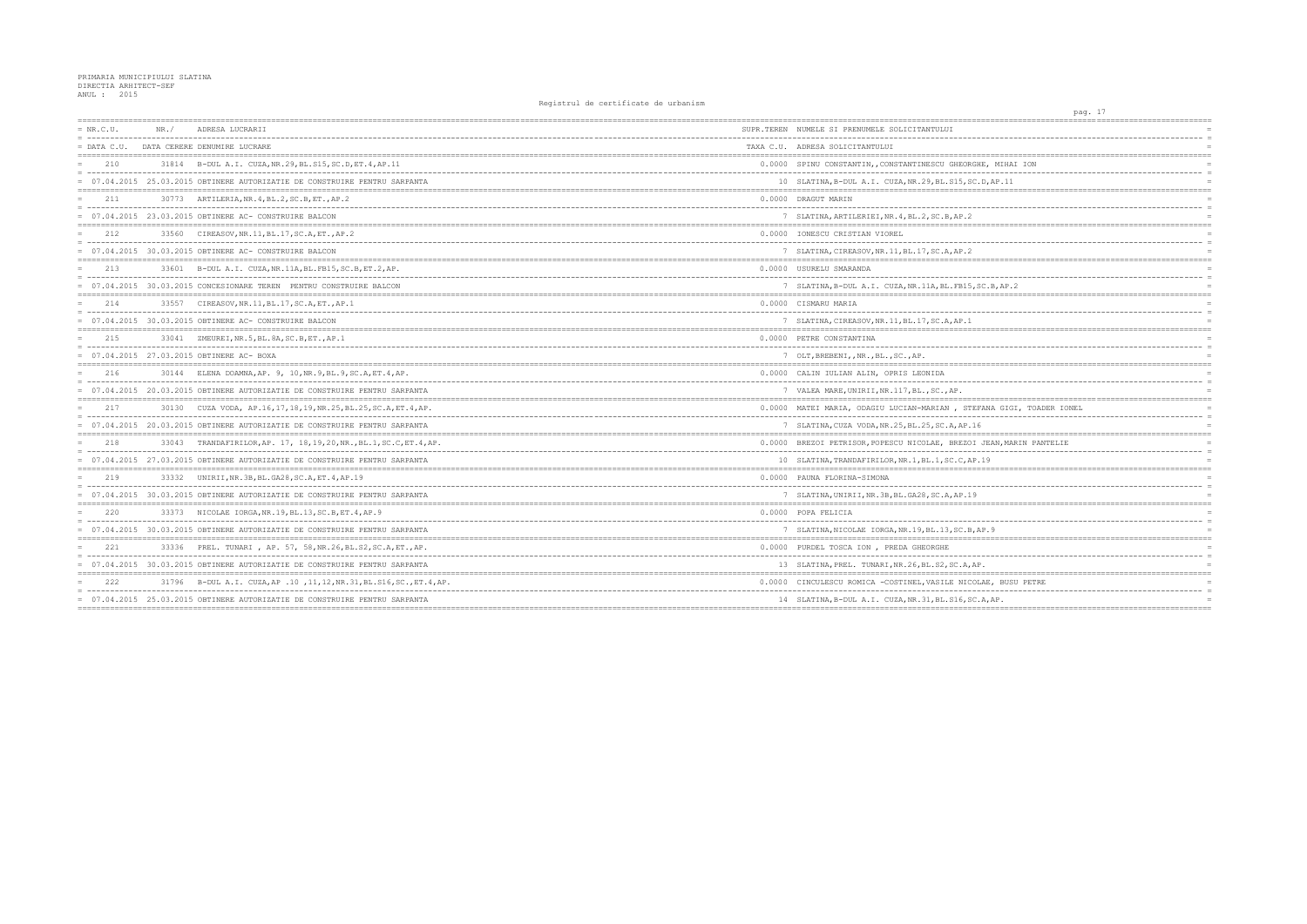PRIMARIA MUNICIPIULUI SLATINA
DIRECTIA ARHITECT-SEF
ANUL : 2015

Registrul de certificate de urbanism

| NR.C.U. | NR./ | ADRESA LUCRARII | SUPR.TEREN | NUMELE SI PRENUMELE SOLICITANTULUI |
|---|---|---|---|---|
| DATA C.U. | DATA CERERE | DENUMIRE LUCRARE | TAXA C.U. | ADRESA SOLICITANTULUI |
| 210 | 31814 | B-DUL A.I. CUZA,NR.29,BL.S15,SC.D,ET.4,AP.11 | 0.0000 | SPINU CONSTANTIN,,CONSTANTINESCU GHEORGHE, MIHAI ION |
| 07.04.2015 | 25.03.2015 | OBTINERE AUTORIZATIE DE CONSTRUIRE PENTRU SARPANTA | 10 | SLATINA,B-DUL A.I. CUZA,NR.29,BL.S15,SC.D,AP.11 |
| 211 | 30773 | ARTILERIA,NR.4,BL.2,SC.B,ET.,AP.2 | 0.0000 | DRAGUT MARIN |
| 07.04.2015 | 23.03.2015 | OBTINERE AC- CONSTRUIRE BALCON | 7 | SLATINA,ARTILERIEI,NR.4,BL.2,SC.B,AP.2 |
| 212 | 33560 | CIREASOV,NR.11,BL.17,SC.A,ET.,AP.2 | 0.0000 | IONESCU CRISTIAN VIOREL |
| 07.04.2015 | 30.03.2015 | OBTINERE AC- CONSTRUIRE BALCON | 7 | SLATINA,CIREASOV,NR.11,BL.17,SC.A,AP.2 |
| 213 | 33601 | B-DUL A.I. CUZA,NR.11A,BL.FB15,SC.B,ET.2,AP. | 0.0000 | USURELU SMARANDA |
| 07.04.2015 | 30.03.2015 | CONCESIONARE TEREN PENTRU CONSTRUIRE BALCON | 7 | SLATINA,B-DUL A.I. CUZA,NR.11A,BL.FB15,SC.B,AP.2 |
| 214 | 33557 | CIREASOV,NR.11,BL.17,SC.A,ET.,AP.1 | 0.0000 | CISMARU MARIA |
| 07.04.2015 | 30.03.2015 | OBTINERE AC- CONSTRUIRE BALCON | 7 | SLATINA,CIREASOV,NR.11,BL.17,SC.A,AP.1 |
| 215 | 33041 | ZMEUREI,NR.5,BL.8A,SC.B,ET.,AP.1 | 0.0000 | PETRE CONSTANTINA |
| 07.04.2015 | 27.03.2015 | OBTINERE AC- BOXA | 7 | OLT,BREBENI,,NR.,BL.,SC.,AP. |
| 216 | 30144 | ELENA DOAMNA,AP. 9, 10,NR.9,BL.9,SC.A,ET.4,AP. | 0.0000 | CALIN IULIAN ALIN, OPRIS LEONIDA |
| 07.04.2015 | 20.03.2015 | OBTINERE AUTORIZATIE DE CONSTRUIRE PENTRU SARPANTA | 7 | VALEA MARE,UNIRII,NR.117,BL.,SC.,AP. |
| 217 | 30130 | CUZA VODA, AP.16,17,18,19,NR.25,BL.25,SC.A,ET.4,AP. | 0.0000 | MATEI MARIA, ODAGIU LUCIAN-MARIAN , STEFANA GIGI, TOADER IONEL |
| 07.04.2015 | 20.03.2015 | OBTINERE AUTORIZATIE DE CONSTRUIRE PENTRU SARPANTA | 7 | SLATINA,CUZA VODA,NR.25,BL.25,SC.A,AP.16 |
| 218 | 33043 | TRANDAFIRILOR,AP. 17, 18,19,20,NR.,BL.1,SC.C,ET.4,AP. | 0.0000 | BREZOI PETRISOR,POPESCU NICOLAE, BREZOI JEAN,MARIN PANTELIE |
| 07.04.2015 | 27.03.2015 | OBTINERE AUTORIZATIE DE CONSTRUIRE PENTRU SARPANTA | 10 | SLATINA,TRANDAFIRILOR,NR.1,BL.1,SC.C,AP.19 |
| 219 | 33332 | UNIRII,NR.3B,BL.GA28,SC.A,ET.4,AP.19 | 0.0000 | FAUNA FLORINA-SIMONA |
| 07.04.2015 | 30.03.2015 | OBTINERE AUTORIZATIE DE CONSTRUIRE PENTRU SARPANTA | 7 | SLATINA,UNIRII,NR.3B,BL.GA28,SC.A,AP.19 |
| 220 | 33373 | NICOLAE IORGA,NR.19,BL.13,SC.B,ET.4,AP.9 | 0.0000 | POPA FELICIA |
| 07.04.2015 | 30.03.2015 | OBTINERE AUTORIZATIE DE CONSTRUIRE PENTRU SARPANTA | 7 | SLATINA,NICOLAE IORGA,NR.19,BL.13,SC.B,AP.9 |
| 221 | 33336 | PREL. TUNARI , AP. 57, 58,NR.26,BL.S2,SC.A,ET.,AP. | 0.0000 | PURDEL TOSCA ION , PREDA GHEORGHE |
| 07.04.2015 | 30.03.2015 | OBTINERE AUTORIZATIE DE CONSTRUIRE PENTRU SARPANTA | 13 | SLATINA,PREL. TUNARI,NR.26,BL.S2,SC.A,AP. |
| 222 | 31796 | B-DUL A.I. CUZA,AP .10 ,11,12,NR.31,BL.S16,SC.,ET.4,AP. | 0.0000 | CINCULESCU ROMICA -COSTINEL,VASILE NICOLAE, BUSU PETRE |
| 07.04.2015 | 25.03.2015 | OBTINERE AUTORIZATIE DE CONSTRUIRE PENTRU SARPANTA | 14 | SLATINA,B-DUL A.I. CUZA,NR.31,BL.S16,SC.A,AP. |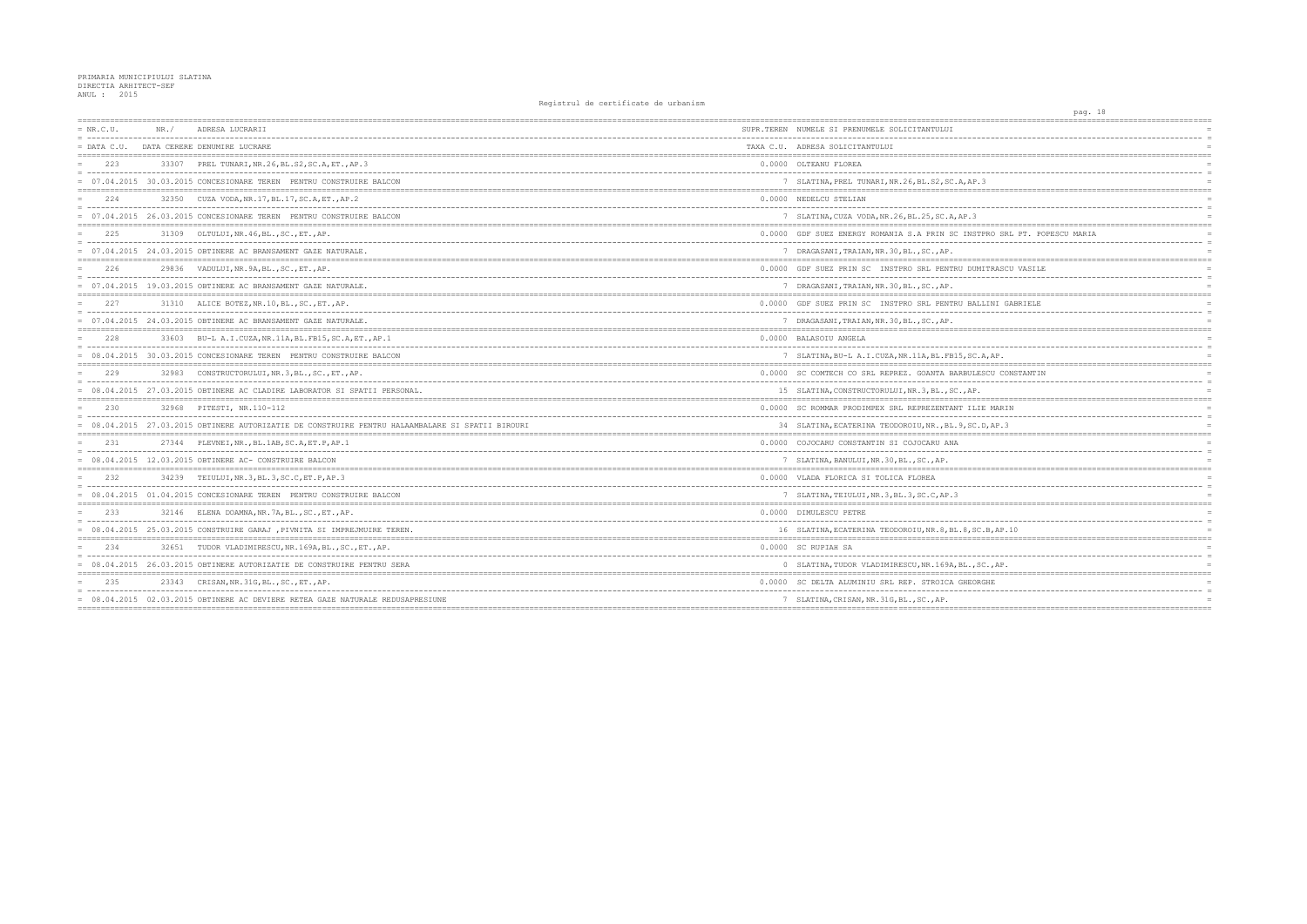PRIMARIA MUNICIPIULUI SLATINA
DIRECTIA ARHITECT-SEF
ANUL : 2015

Registrul de certificate de urbanism

| NR.C.U. / DATA C.U. | NR./ DATA CERERE | ADRESA LUCRARII / DENUMIRE LUCRARE | SUPR.TEREN / TAXA C.U. | NUMELE SI PRENUMELE SOLICITANTULUI / ADRESA SOLICITANTULUI |
|---|---|---|---|---|
| 223 | 33307 | PREL TUNARI,NR.26,BL.S2,SC.A,ET.,AP.3 | 0.0000 | OLTEANU FLOREA |
| 07.04.2015 | 30.03.2015 | CONCESIONARE TEREN PENTRU CONSTRUIRE BALCON | 7 | SLATINA,PREL TUNARI,NR.26,BL.S2,SC.A,AP.3 |
| 224 | 32350 | CUZA VODA,NR.17,BL.17,SC.A,ET.,AP.2 | 0.0000 | NEDELCU STELIAN |
| 07.04.2015 | 26.03.2015 | CONCESIONARE TEREN PENTRU CONSTRUIRE BALCON | 7 | SLATINA,CUZA VODA,NR.26,BL.25,SC.A,AP.3 |
| 225 | 31309 | OLTULUI,NR.46,BL.,SC.,ET.,AP. | 0.0000 | GDF SUEZ ENERGY ROMANIA S.A PRIN SC INSTPRO SRL PT. POPESCU MARIA |
| 07.04.2015 | 24.03.2015 | OBTINERE AC BRANSAMENT GAZE NATURALE. | 7 | DRAGASANI,TRAIAN,NR.30,BL.,SC.,AP. |
| 226 | 29836 | VADULUI,NR.9A,BL.,SC.,ET.,AP. | 0.0000 | GDF SUEZ PRIN SC INSTPRO SRL PENTRU DUMITRASCU VASILE |
| 07.04.2015 | 19.03.2015 | OBTINERE AC BRANSAMENT GAZE NATURALE. | 7 | DRAGASANI,TRAIAN,NR.30,BL.,SC.,AP. |
| 227 | 31310 | ALICE BOTEZ,NR.10,BL.,SC.,ET.,AP. | 0.0000 | GDF SUEZ PRIN SC INSTPRO SRL PENTRU BALLINI GABRIELE |
| 07.04.2015 | 24.03.2015 | OBTINERE AC BRANSAMENT GAZE NATURALE. | 7 | DRAGASANI,TRAIAN,NR.30,BL.,SC.,AP. |
| 228 | 33603 | BU-L A.I.CUZA,NR.11A,BL.FB15,SC.A,ET.,AP.1 | 0.0000 | BALASOIU ANGELA |
| 08.04.2015 | 30.03.2015 | CONCESIONARE TEREN PENTRU CONSTRUIRE BALCON | 7 | SLATINA,BU-L A.I.CUZA,NR.11A,BL.FB15,SC.A,AP. |
| 229 | 32983 | CONSTRUCTORULUI,NR.3,BL.,SC.,ET.,AP. | 0.0000 | SC COMTECH CO SRL REPREZ. GOANTA BARBULESCU CONSTANTIN |
| 08.04.2015 | 27.03.2015 | OBTINERE AC CLADIRE LABORATOR SI SPATII PERSONAL. | 15 | SLATINA,CONSTRUCTORULUI,NR.3,BL.,SC.,AP. |
| 230 | 32968 | PITESTI, NR.110-112 | 0.0000 | SC ROMMAR PRODIMPEX SRL REPREZENTANT ILIE MARIN |
| 08.04.2015 | 27.03.2015 | OBTINERE AUTORIZATIE DE CONSTRUIRE PENTRU HALAAMBALARE SI SPATII BIROURI | 34 | SLATINA,ECATERINA TEODOROIU,NR.,BL.9,SC.D,AP.3 |
| 231 | 27344 | PLEVNEI,NR.,BL.1AB,SC.A,ET.P,AP.1 | 0.0000 | COJOCARU CONSTANTIN SI COJOCARU ANA |
| 08.04.2015 | 12.03.2015 | OBTINERE AC- CONSTRUIRE BALCON | 7 | SLATINA,BANULUI,NR.30,BL.,SC.,AP. |
| 232 | 34239 | TEIULUI,NR.3,BL.3,SC.C,ET.P,AP.3 | 0.0000 | VLADA FLORICA SI TOLICA FLOREA |
| 08.04.2015 | 01.04.2015 | CONCESIONARE TEREN PENTRU CONSTRUIRE BALCON | 7 | SLATINA,TEIULUI,NR.3,BL.3,SC.C,AP.3 |
| 233 | 32146 | ELENA DOAMNA,NR.7A,BL.,SC.,ET.,AP. | 0.0000 | DIMULESCU PETRE |
| 08.04.2015 | 25.03.2015 | CONSTRUIRE GARAJ ,PIVNITA SI IMPREJMUIRE TEREN. | 16 | SLATINA,ECATERINA TEODOROIU,NR.8,BL.8,SC.B,AP.10 |
| 234 | 32651 | TUDOR VLADIMIRESCU,NR.169A,BL.,SC.,ET.,AP. | 0.0000 | SC RUPIAH SA |
| 08.04.2015 | 26.03.2015 | OBTINERE AUTORIZATIE DE CONSTRUIRE PENTRU SERA | 0 | SLATINA,TUDOR VLADIMIRESCU,NR.169A,BL.,SC.,AP. |
| 235 | 23343 | CRISAN,NR.31G,BL.,SC.,ET.,AP. | 0.0000 | SC DELTA ALUMINIU SRL REP. STROICA GHEORGHE |
| 08.04.2015 | 02.03.2015 | OBTINERE AC DEVIERE RETEA GAZE NATURALE REDUSAPRESIUNE | 7 | SLATINA,CRISAN,NR.31G,BL.,SC.,AP. |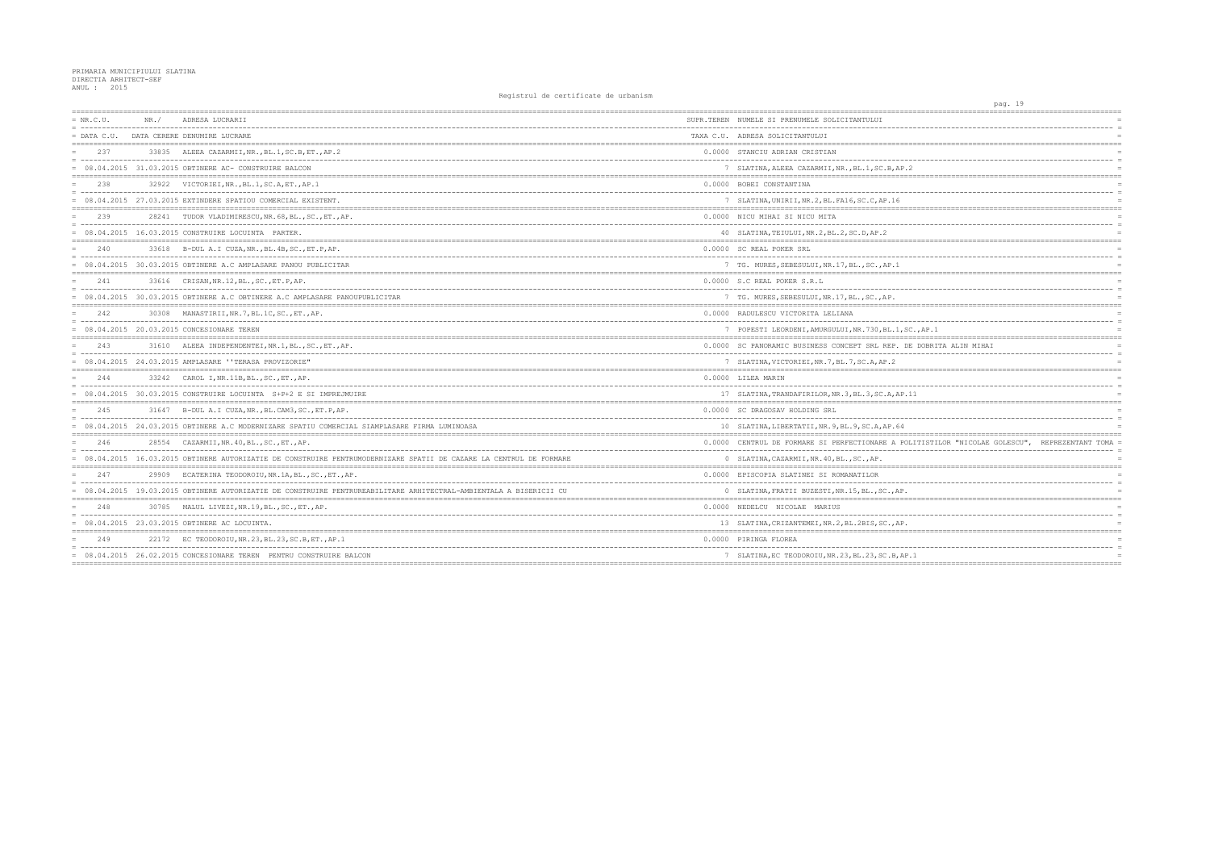PRIMARIA MUNICIPIULUI SLATINA
DIRECTIA ARHITECT-SEF
ANUL : 2015

Registrul de certificate de urbanism

| NR.C.U. | NR./ | ADRESA LUCRARII | SUPR.TEREN | NUMELE SI PRENUMELE SOLICITANTULUI |
|---|---|---|---|---|
| DATA C.U. | DATA CERERE | DENUMIRE LUCRARE | TAXA C.U. | ADRESA SOLICITANTULUI |
| 237 | 33835 | ALEEA CAZARMII,NR.,BL.1,SC.B,ET.,AP.2 | 0.0000 | STANCIU ADRIAN CRISTIAN |
| 08.04.2015 | 31.03.2015 | OBTINERE AC- CONSTRUIRE BALCON | 7 | SLATINA,ALEEA CAZARMII,NR.,BL.1,SC.B,AP.2 |
| 238 | 32922 | VICTORIEI,NR.,BL.1,SC.A,ET.,AP.1 | 0.0000 | BOBEI CONSTANTINA |
| 08.04.2015 | 27.03.2015 | EXTINDERE SPATIOU COMERCIAL EXISTENT. | 7 | SLATINA,UNIRII,NR.2,BL.FA16,SC.C,AP.16 |
| 239 | 28241 | TUDOR VLADIMIRESCU,NR.68,BL.,SC.,ET.,AP. | 0.0000 | NICU MIHAI SI NICU MITA |
| 08.04.2015 | 16.03.2015 | CONSTRUIRE LOCUINTA PARTER. | 40 | SLATINA,TEIULUI,NR.2,BL.2,SC.D,AP.2 |
| 240 | 33618 | B-DUL A.I CUZA,NR.,BL.4B,SC.,ET.P,AP. | 0.0000 | SC REAL POKER SRL |
| 08.04.2015 | 30.03.2015 | OBTINERE A.C AMPLASARE PANOU PUBLICITAR | 7 | TG. MURES,SEBESULUI,NR.17,BL.,SC.,AP.1 |
| 241 | 33616 | CRISAN,NR.12,BL.,SC.,ET.P,AP. | 0.0000 | S.C REAL POKER S.R.L |
| 08.04.2015 | 30.03.2015 | OBTINERE A.C OBTINERE A.C AMPLASARE PANOUPUBLICITAR | 7 | TG. MURES,SEBESULUI,NR.17,BL.,SC.,AP. |
| 242 | 30308 | MANASTIRII,NR.7,BL.1C,SC.,ET.,AP. | 0.0000 | RADULESCU VICTORITA LELIANA |
| 08.04.2015 | 20.03.2015 | CONCESIONARE TEREN | 7 | POPESTI LEORDENI,AMURGULUI,NR.730,BL.1,SC.,AP.1 |
| 243 | 31610 | ALEEA INDEPENDENTEI,NR.1,BL.,SC.,ET.,AP. | 0.0000 | SC PANORAMIC BUSINESS CONCEPT SRL REP. DE DOBRITA ALIN MIHAI |
| 08.04.2015 | 24.03.2015 | AMPLASARE ''TERASA PROVIZORIE'' | 7 | SLATINA,VICTORIEI,NR.7,BL.7,SC.A,AP.2 |
| 244 | 33242 | CAROL I,NR.11B,BL.,SC.,ET.,AP. | 0.0000 | LILEA MARIN |
| 08.04.2015 | 30.03.2015 | CONSTRUIRE LOCUINTA S+P+2 E SI IMPREJMUIRE | 17 | SLATINA,TRANDAFIRILOR,NR.3,BL.3,SC.A,AP.11 |
| 245 | 31647 | B-DUL A.I CUZA,NR.,BL.CAM3,SC.,ET.P,AP. | 0.0000 | SC DRAGOSAV HOLDING SRL |
| 08.04.2015 | 24.03.2015 | OBTINERE A.C MODERNIZARE SPATIU COMERCIAL SIAMPLASARE FIRMA LUMINOASA | 10 | SLATINA,LIBERTATII,NR.9,BL.9,SC.A,AP.64 |
| 246 | 28554 | CAZARMII,NR.40,BL.,SC.,ET.,AP. | 0.0000 | CENTRUL DE FORMARE SI PERFECTIONARE A POLITISTILOR "NICOLAE GOLESCU", REPREZENTANT TOMA |
| 08.04.2015 | 16.03.2015 | OBTINERE AUTORIZATIE DE CONSTRUIRE PENTRUMODERNIZARE SPATII DE CAZARE LA CENTRUL DE FORMARE | 0 | SLATINA,CAZARMII,NR.40,BL.,SC.,AP. |
| 247 | 29909 | ECATERINA TEODOROIU,NR.1A,BL.,SC.,ET.,AP. | 0.0000 | EPISCOPIA SLATINEI SI ROMANATILOR |
| 08.04.2015 | 19.03.2015 | OBTINERE AUTORIZATIE DE CONSTRUIRE PENTRUREABILITARE ARHITECTRAL-AMBIENTALA A BISERICII CU | 0 | SLATINA,FRATII BUZESTI,NR.15,BL.,SC.,AP. |
| 248 | 30785 | MALUL LIVEZI,NR.19,BL.,SC.,ET.,AP. | 0.0000 | NEDELCU NICOLAE MARIUS |
| 08.04.2015 | 23.03.2015 | OBTINERE AC LOCUINTA. | 13 | SLATINA,CRIZANTEMEI,NR.2,BL.2BIS,SC.,AP. |
| 249 | 22172 | EC TEODOROIU,NR.23,BL.23,SC.B,ET.,AP.1 | 0.0000 | PIRINGA FLOREA |
| 08.04.2015 | 26.02.2015 | CONCESIONARE TEREN PENTRU CONSTRUIRE BALCON | 7 | SLATINA,EC TEODOROIU,NR.23,BL.23,SC.B,AP.1 |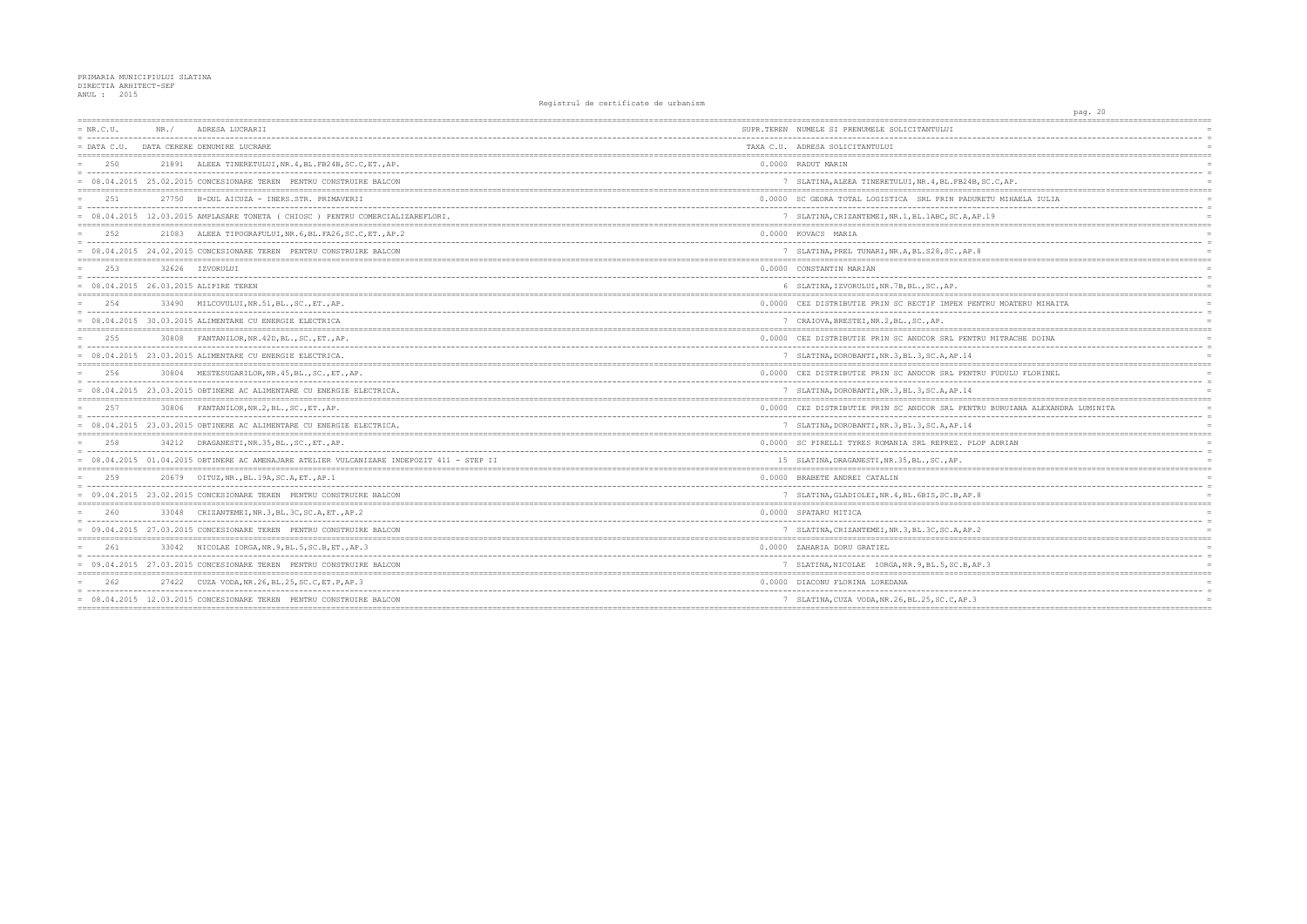PRIMARIA MUNICIPIULUI SLATINA
DIRECTIA ARHITECT-SEF
ANUL : 2015

Registrul de certificate de urbanism

| NR.C.U. | NR./ | ADRESA LUCRARII | SUPR.TEREN | NUMELE SI PRENUMELE SOLICITANTULUI |
|---|---|---|---|---|
| DATA C.U. | DATA CERERE | DENUMIRE LUCRARE | TAXA C.U. | ADRESA SOLICITANTULUI |
| 250 | 21891 | ALEEA TINERETULUI,NR.4,BL.FB24B,SC.C,ET.,AP. | 0.0000 | RADUT MARIN |
| 08.04.2015 | 25.02.2015 | CONCESIONARE TEREN PENTRU CONSTRUIRE BALCON | 7 | SLATINA,ALEEA TINERETULUI,NR.4,BL.FB24B,SC.C,AP. |
| 251 | 27750 | B-DUL AICUZA - INERS.STR. PRIMAVERII | 0.0000 | SC GEORA TOTAL LOGISTICA SRL PRIN PADURETU MIHAELA IULIA |
| 08.04.2015 | 12.03.2015 | AMPLASARE TONETA ( CHIOSC ) PENTRU COMERCIALIZAREFLORI. | 7 | SLATINA,CRIZANTEMEI,NR.1,BL.1ABC,SC.A,AP.19 |
| 252 | 21083 | ALEEA TIPOGRAFULUI,NR.6,BL.FA26,SC.C,ET.,AP.2 | 0.0000 | KOVACS MARIA |
| 08.04.2015 | 24.02.2015 | CONCESIONARE TEREN PENTRU CONSTRUIRE BALCON | 7 | SLATINA,PREL TUNARI,NR.A,BL.S28,SC.,AP.8 |
| 253 | 32626 | IZVORULUI | 0.0000 | CONSTANTIN MARIAN |
| 08.04.2015 | 26.03.2015 | ALIPIRE TEREN | 6 | SLATINA,IZVORULUI,NR.7B,BL.,SC.,AP. |
| 254 | 33490 | MILCOVULUI,NR.51,BL.,SC.,ET.,AP. | 0.0000 | CEZ DISTRIBUTIE PRIN SC RECTIF IMPEX PENTRU MOATERU MIHAITA |
| 08.04.2015 | 30.03.2015 | ALIMENTARE CU ENERGIE ELECTRICA | 7 | CRAIOVA,BRESTEI,NR.2,BL.,SC.,AP. |
| 255 | 30808 | FANTANILOR,NR.42D,BL.,SC.,ET.,AP. | 0.0000 | CEZ DISTRIBUTIE PRIN SC ANDCOR SRL PENTRU MITRACHE DOINA |
| 08.04.2015 | 23.03.2015 | ALIMENTARE CU ENERGIE ELECTRICA. | 7 | SLATINA,DOROBANTI,NR.3,BL.3,SC.A,AP.14 |
| 256 | 30804 | MESTESUGARILOR,NR.45,BL.,SC.,ET.,AP. | 0.0000 | CEZ DISTRIBUTIE PRIN SC ANDCOR SRL PENTRU FUDULU FLORINEL |
| 08.04.2015 | 23.03.2015 | OBTINERE AC ALIMENTARE CU ENERGIE ELECTRICA. | 7 | SLATINA,DOROBANTI,NR.3,BL.3,SC.A,AP.14 |
| 257 | 30806 | FANTANILOR,NR.2,BL.,SC.,ET.,AP. | 0.0000 | CEZ DISTRIBUTIE PRIN SC ANDCOR SRL PENTRU BURUIANA ALEXANDRA LUMINITA |
| 08.04.2015 | 23.03.2015 | OBTINERE AC ALIMENTARE CU ENERGIE ELECTRICA. | 7 | SLATINA,DOROBANTI,NR.3,BL.3,SC.A,AP.14 |
| 258 | 34212 | DRAGANESTI,NR.35,BL.,SC.,ET.,AP. | 0.0000 | SC PIRELLI TYRES ROMANIA SRL REPREZ. PLOP ADRIAN |
| 08.04.2015 | 01.04.2015 | OBTINERE AC AMENAJARE ATELIER VULCANIZARE INDEPOZIT 411 - STEP II | 15 | SLATINA,DRAGANESTI,NR.35,BL.,SC.,AP. |
| 259 | 20679 | OITUZ,NR.,BL.19A,SC.A,ET.,AP.1 | 0.0000 | BRABETE ANDREI CATALIN |
| 09.04.2015 | 23.02.2015 | CONCESIONARE TEREN PENTRU CONSTRUIRE BALCON | 7 | SLATINA,GLADIOLEI,NR.4,BL.6BIS,SC.B,AP.8 |
| 260 | 33048 | CRIZANTEMEI,NR.3,BL.3C,SC.A,ET.,AP.2 | 0.0000 | SPATARU MITICA |
| 09.04.2015 | 27.03.2015 | CONCESIONARE TEREN PENTRU CONSTRUIRE BALCON | 7 | SLATINA,CRIZANTEMEI,NR.3,BL.3C,SC.A,AP.2 |
| 261 | 33042 | NICOLAE IORGA,NR.9,BL.5,SC.B,ET.,AP.3 | 0.0000 | ZAHARIA DORU GRATIEL |
| 09.04.2015 | 27.03.2015 | CONCESIONARE TEREN PENTRU CONSTRUIRE BALCON | 7 | SLATINA,NICOLAE IORGA,NR.9,BL.5,SC.B,AP.3 |
| 262 | 27422 | CUZA VODA,NR.26,BL.25,SC.C,ET.P,AP.3 | 0.0000 | DIACONU FLORINA LOREDANA |
| 08.04.2015 | 12.03.2015 | CONCESIONARE TEREN PENTRU CONSTRUIRE BALCON | 7 | SLATINA,CUZA VODA,NR.26,BL.25,SC.C,AP.3 |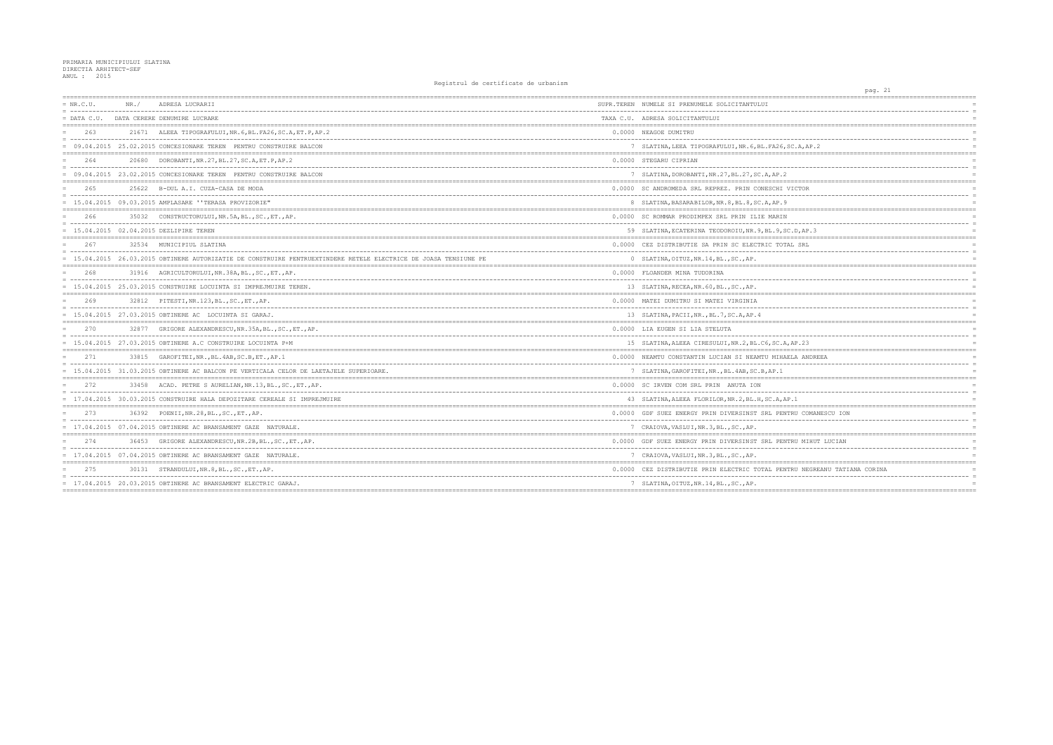PRIMARIA MUNICIPIULUI SLATINA
DIRECTIA ARHITECT-SEF
ANUL : 2015

Registrul de certificate de urbanism

| NR.C.U. / DATA C.U. | NR./ DATA CERERE | ADRESA LUCRARII / DENUMIRE LUCRARE | SUPR.TEREN / TAXA C.U. | NUMELE SI PRENUMELE SOLICITANTULUI / ADRESA SOLICITANTULUI |
|---|---|---|---|---|
| 263 | 21671 | ALEEA TIPOGRAFULUI,NR.6,BL.FA26,SC.A,ET.P,AP.2 | 0.0000 | NEAGOE DUMITRU |
| 09.04.2015 | 25.02.2015 | CONCESIONARE TEREN PENTRU CONSTRUIRE BALCON | 7 | SLATINA,LEEA TIPOGRAFULUI,NR.6,BL.FA26,SC.A,AP.2 |
| 264 | 20680 | DOROBANTI,NR.27,BL.27,SC.A,ET.P,AP.2 | 0.0000 | STEGARU CIPRIAN |
| 09.04.2015 | 23.02.2015 | CONCESIONARE TEREN PENTRU CONSTRUIRE BALCON | 7 | SLATINA,DOROBANTI,NR.27,BL.27,SC.A,AP.2 |
| 265 | 25622 | B-DUL A.I. CUZA-CASA DE MODA | 0.0000 | SC ANDROMEDA SRL REPREZ. PRIN CONESCHI VICTOR |
| 15.04.2015 | 09.03.2015 | AMPLASARE ''TERASA PROVIZORIE" | 8 | SLATINA,BASARABILOR,NR.8,BL.8,SC.A,AP.9 |
| 266 | 35032 | CONSTRUCTORULUI,NR.5A,BL.,SC.,ET.,AP. | 0.0000 | SC ROMMAR PRODIMPEX SRL PRIN ILIE MARIN |
| 15.04.2015 | 02.04.2015 | DEZLIPIRE TEREN | 59 | SLATINA,ECATERINA TEODOROIU,NR.9,BL.9,SC.D,AP.3 |
| 267 | 32534 | MUNICIPIUL SLATINA | 0.0000 | CEZ DISTRIBUTIE SA PRIN SC ELECTRIC TOTAL SRL |
| 15.04.2015 | 26.03.2015 | OBTINERE AUTORIZATIE DE CONSTRUIRE PENTRUEXTINDERE RETELE ELECTRICE DE JOASA TENSIUNE PE | 0 | SLATINA,OITUZ,NR.14,BL.,SC.,AP. |
| 268 | 31916 | AGRICULTORULUI,NR.38A,BL.,SC.,ET.,AP. | 0.0000 | FLOANDER MINA TUDORINA |
| 15.04.2015 | 25.03.2015 | CONSTRUIRE LOCUINTA SI IMPREJMUIRE TEREN. | 13 | SLATINA,RECEA,NR.60,BL.,SC.,AP. |
| 269 | 32812 | PITESTI,NR.123,BL.,SC.,ET.,AP. | 0.0000 | MATEI DUMITRU SI MATEI VIRGINIA |
| 15.04.2015 | 27.03.2015 | OBTINERE AC LOCUINTA SI GARAJ. | 13 | SLATINA,PACII,NR.,BL.7,SC.A,AP.4 |
| 270 | 32877 | GRIGORE ALEXANDRESCU,NR.35A,BL.,SC.,ET.,AP. | 0.0000 | LIA EUGEN SI LIA STELUTA |
| 15.04.2015 | 27.03.2015 | OBTINERE A.C CONSTRUIRE LOCUINTA P+M | 15 | SLATINA,ALEEA CIRESULUI,NR.2,BL.C6,SC.A,AP.23 |
| 271 | 33815 | GAROFITEI,NR.,BL.4AB,SC.B,ET.,AP.1 | 0.0000 | NEAMTU CONSTANTIN LUCIAN SI NEAMTU MIHAELA ANDREEA |
| 15.04.2015 | 31.03.2015 | OBTINERE AC BALCON PE VERTICALA CELOR DE LAETAJELE SUPERIOARE. | 7 | SLATINA,GAROFITEI,NR.,BL.4AB,SC.B,AP.1 |
| 272 | 33458 | ACAD. PETRE S AURELIAN,NR.13,BL.,SC.,ET.,AP. | 0.0000 | SC IRVEN COM SRL PRIN ANUTA ION |
| 17.04.2015 | 30.03.2015 | CONSTRUIRE HALA DEPOZITARE CEREALE SI IMPREJMUIRE | 43 | SLATINA,ALEEA FLORILOR,NR.2,BL.H,SC.A,AP.1 |
| 273 | 36392 | FOENII,NR.28,BL.,SC.,ET.,AP. | 0.0000 | GDF SUEZ ENERGY PRIN DIVERSINST SRL PENTRU COMANESCU ION |
| 17.04.2015 | 07.04.2015 | OBTINERE AC BRANSAMENT GAZE NATURALE. | 7 | CRAIOVA,VASLUI,NR.3,BL.,SC.,AP. |
| 274 | 36453 | GRIGORE ALEXANDRESCU,NR.2B,BL.,SC.,ET.,AP. | 0.0000 | GDF SUEZ ENERGY PRIN DIVERSINST SRL PENTRU MIHUT LUCIAN |
| 17.04.2015 | 07.04.2015 | OBTINERE AC BRANSAMENT GAZE NATURALE. | 7 | CRAIOVA,VASLUI,NR.3,BL.,SC.,AP. |
| 275 | 30131 | STRANDULUI,NR.8,BL.,SC.,ET.,AP. | 0.0000 | CEZ DISTRIBUTIE PRIN ELECTRIC TOTAL PENTRU NEGREANU TATIANA CORINA |
| 17.04.2015 | 20.03.2015 | OBTINERE AC BRANSAMENT ELECTRIC GARAJ. | 7 | SLATINA,OITUZ,NR.14,BL.,SC.,AP. |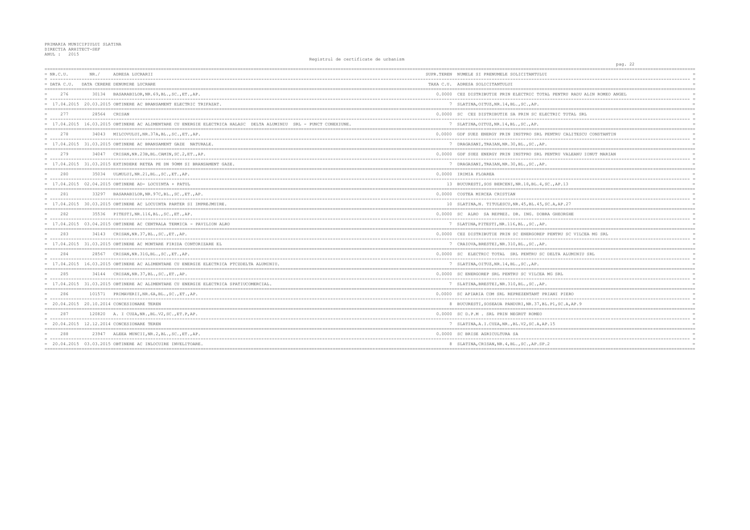PRIMARIA MUNICIPIULUI SLATINA
DIRECTIA ARHITECT-SEF
ANUL : 2015

Registrul de certificate de urbanism

| NR.C.U. / DATA C.U. | NR./ DATA CERERE | ADRESA LUCRARII / DENUMIRE LUCRARE | SUPR.TEREN / TAXA C.U. | NUMELE SI PRENUMELE SOLICITANTULUI / ADRESA SOLICITANTULUI |
|---|---|---|---|---|
| 276 | 30134 | BASARABILOR,NR.69,BL.,SC.,ET.,AP. | 0.0000 | CEZ DISTRIBUTIE PRIN ELECTRIC TOTAL PENTRU RADU ALIN ROMEO ANGEL |
| 17.04.2015 | 20.03.2015 | OBTINERE AC BRANSAMENT ELECTRIC TRIFAZAT. | 7 | SLATINA,OITUZ,NR.14,BL.,SC.,AP. |
| 277 | 28564 | CRISAN | 0.0000 | SC CEZ DISTRIBUTIE SA PRIN SC ELECTRIC TOTAL SRL |
| 17.04.2015 | 16.03.2015 | OBTINERE AC ALIMENTARE CU ENERGIE ELECTRICA HALASC DELTA ALUMINIU SRL - PUNCT CONEXIUNE. | 7 | SLATINA,OITUZ,NR.14,BL.,SC.,AP. |
| 278 | 34043 | MILCOVULUI,NR.37A,BL.,SC.,ET.,AP. | 0.0000 | GDF SUEZ ENERGY PRIN INSTPRO SRL PENTRU CALITESCU CONSTANTIN |
| 17.04.2015 | 31.03.2015 | OBTINERE AC BRANSAMENT GAZE NATURALE. | 7 | DRAGASANI,TRAIAN,NR.30,BL.,SC.,AP. |
| 279 | 34047 | CRISAN,NR.23B,BL.CAMIN,SC.2,ET.,AP. | 0.0000 | GDF SUEZ ENERGY PRIN INSTPRO SRL PENTRU VALEANU IONUT MARIAN |
| 17.04.2015 | 31.03.2015 | EXTINDERE RETEA PE DN 90MM SI BRANSAMENT GAZE. | 7 | DRAGASANI,TRAIAN,NR.30,BL.,SC.,AP. |
| 280 | 35034 | ULMULUI,NR.21,BL.,SC.,ET.,AP. | 0.0000 | IRIMIA FLOAREA |
| 17.04.2015 | 02.04.2015 | OBTINERE AD- LOCUINTA + PATUL | 13 | BUCURESTI,SOS BERCENI,NR.18,BL.4,SC.,AP.13 |
| 281 | 33297 | BASARABILOR,NR.97C,BL.,SC.,ET.,AP. | 0.0000 | COSTEA MIRCEA CRISTIAN |
| 17.04.2015 | 30.03.2015 | OBTINERE AC LOCUINTA PARTER SI IMPREJMUIRE. | 10 | SLATINA,N. TITULESCU,NR.45,BL.45,SC.A,AP.27 |
| 282 | 35536 | PITESTI,NR.116,BL.,SC.,ET.,AP. | 0.0000 | SC ALRO SA REPREZ. DR. ING. DOBRA GHEORGHE |
| 17.04.2015 | 03.04.2015 | OBTINERE AC CENTRALA TERMICA - PAVILION ALRO | 7 | SLATINA,PITESTI,NR.116,BL.,SC.,AP. |
| 283 | 34143 | CRISAN,NR.37,BL.,SC.,ET.,AP. | 0.0000 | CEZ DISTRIBUTIE PRIN SC ENERGOREP PENTRU SC VILCEA MG SRL |
| 17.04.2015 | 31.03.2015 | OBTINERE AC MONTARE FIRIDA CONTORIZARE EL | 7 | CRAIOVA,BRESTEI,NR.310,BL.,SC.,AP. |
| 284 | 28567 | CRISAN,NR.31G,BL.,SC.,ET.,AP. | 0.0000 | SC ELECTRIC TOTAL SRL PENTRU SC DELTA ALUMINIU SRL |
| 17.04.2015 | 16.03.2015 | OBTINERE AC ALIMENTARE CU ENERGIE ELECTRICA PTCZDELTA ALUMINIU. | 7 | SLATINA,OITUZ,NR.14,BL.,SC.,AP. |
| 285 | 34144 | CRISAN,NR.37,BL.,SC.,ET.,AP. | 0.0000 | SC ENERGOREP SRL PENTRU SC VILCEA MG SRL |
| 17.04.2015 | 31.03.2015 | OBTINERE AC ALIMENTARE CU ENERGIE ELECTRICA SPATIUCOMERCIAL. | 7 | SLATINA,BRESTEI,NR.310,BL.,SC.,AP. |
| 286 | 101571 | PRIMAVERII,NR.6A,BL.,SC.,ET.,AP. | 0.0000 | SC APIARIA COM SRL REPREZENTANT PRIANI PIERO |
| 20.04.2015 | 20.10.2014 | CONCESIONARE TEREN | 8 | BUCURESTI,SOSEAUA PANDURI,NR.37,BL.P1,SC.A,AP.9 |
| 287 | 120820 | A. I CUZA,NR.,BL.V2,SC.,ET.P,AP. | 0.0000 | SC D.P.M . SRL PRIN NEGRUT ROMEO |
| 20.04.2015 | 12.12.2014 | CONCESIONARE TEREN | 7 | SLATINA,A.I.CUZA,NR.,BL.V2,SC.A,AP.15 |
| 288 | 23947 | ALEEA MUNCII,NR.2,BL.,SC.,ET.,AP. | 0.0000 | SC BRISE AGRICULTURA SA |
| 20.04.2015 | 03.03.2015 | OBTINERE AC INLOCUIRE INVELITOARE. | 8 | SLATINA,CRISAN,NR.4,BL.,SC.,AP.SP.2 |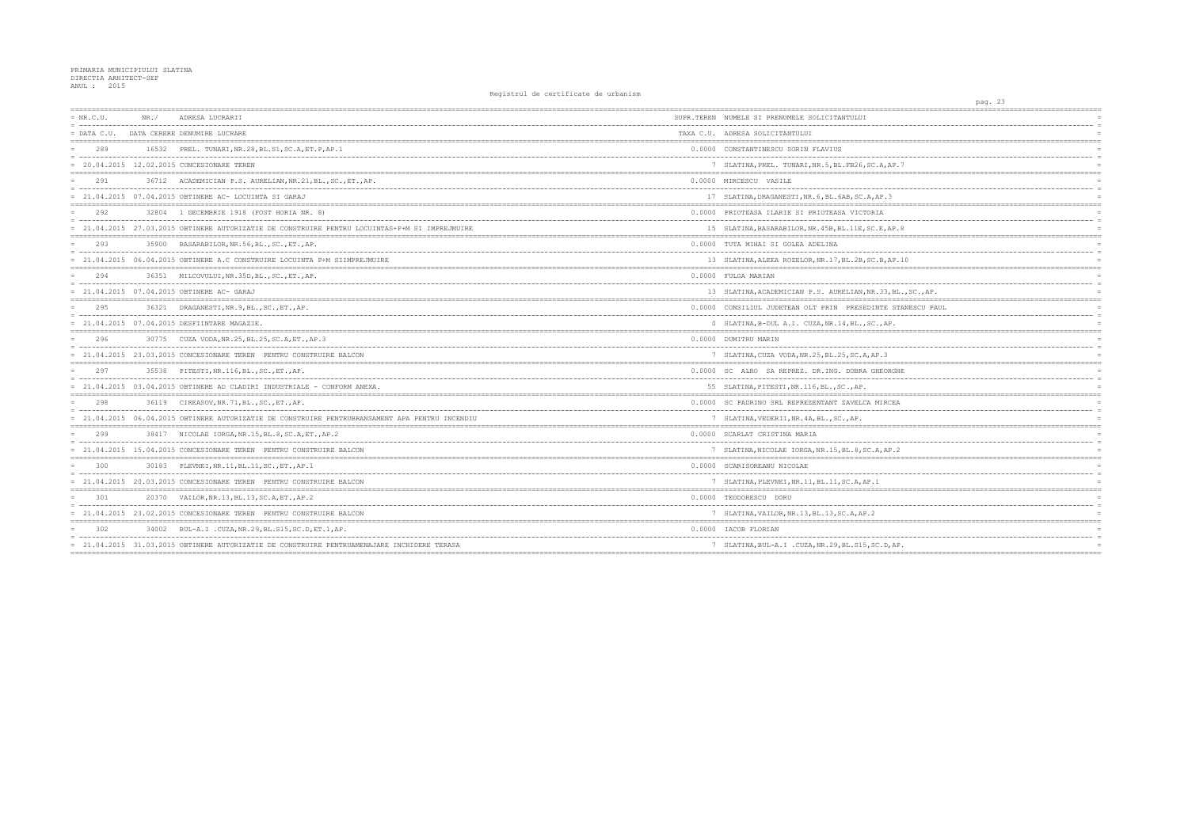PRIMARIA MUNICIPIULUI SLATINA
DIRECTIA ARHITECT-SEF
ANUL : 2015

Registrul de certificate de urbanism

| NR.C.U. / DATA C.U. | NR./ DATA CERERE | ADRESA LUCRARII / DENUMIRE LUCRARE | SUPR.TEREN / TAXA C.U. | NUMELE SI PRENUMELE SOLICITANTULUI / ADRESA SOLICITANTULUI |
|---|---|---|---|---|
| 289 | 16532 | PREL. TUNARI,NR.28,BL.S1,SC.A,ET.P,AP.1 | 0.0000 | CONSTANTINESCU SORIN FLAVIUS |
| 20.04.2015 | 12.02.2015 | CONCESIONARE TEREN | 7 | SLATINA,PREL. TUNARI,NR.5,BL.FB26,SC.A,AP.7 |
| 291 | 36712 | ACADEMICIAN P.S. AURELIAN,NR.21,BL.,SC.,ET.,AP. | 0.0000 | MIRCESCU VASILE |
| 21.04.2015 | 07.04.2015 | OBTINERE AC- LOCUINTA SI GARAJ | 17 | SLATINA,DRAGANESTI,NR.6,BL.6AB,SC.A,AP.3 |
| 292 | 32804 | 1 DECEMBRIE 1918 (FOST HORIA NR. 8) | 0.0000 | PRIOTEASA ILARIE SI PRIOTEASA VICTORIA |
| 21.04.2015 | 27.03.2015 | OBTINERE AUTORIZATIE DE CONSTRUIRE PENTRU LOCUINTAS+P+M SI IMPREJMUIRE | 15 | SLATINA,BASARABILOR,NR.45B,BL.11E,SC.E,AP.8 |
| 293 | 35900 | BASARABILOR,NR.56,BL.,SC.,ET.,AP. | 0.0000 | TUTA MIHAI SI GOLEA ADELINA |
| 21.04.2015 | 06.04.2015 | OBTINERE A.C CONSTRUIRE LOCUINTA P+M SIIMPREJMUIRE | 13 | SLATINA,ALEEA ROZELOR,NR.17,BL.2B,SC.B,AP.10 |
| 294 | 36351 | MILCOVULUI,NR.35D,BL.,SC.,ET.,AP. | 0.0000 | FULGA MARIAN |
| 21.04.2015 | 07.04.2015 | OBTINERE AC- GARAJ | 13 | SLATINA,ACADEMICIAN P.S. AURELIAN,NR.33,BL.,SC.,AP. |
| 295 | 36321 | DRAGANESTI,NR.9,BL.,SC.,ET.,AP. | 0.0000 | CONSILIUL JUDETEAN OLT PRIN PRESEDINTE STANESCU PAUL |
| 21.04.2015 | 07.04.2015 | DESFIINTARE MAGAZIE. | 0 | SLATINA,B-DUL A.I. CUZA,NR.14,BL.,SC.,AP. |
| 296 | 30775 | CUZA VODA,NR.25,BL.25,SC.A,ET.,AP.3 | 0.0000 | DUMITRU MARIN |
| 21.04.2015 | 23.03.2015 | CONCESIONARE TEREN PENTRU CONSTRUIRE BALCON | 7 | SLATINA,CUZA VODA,NR.25,BL.25,SC.A,AP.3 |
| 297 | 35538 | PITESTI,NR.116,BL.,SC.,ET.,AP. | 0.0000 | SC ALRO SA REPREZ. DR.ING. DOBRA GHEORGHE |
| 21.04.2015 | 03.04.2015 | OBTINERE AD CLADIRI INDUSTRIALE - CONFORM ANEXA. | 55 | SLATINA,PITESTI,NR.116,BL.,SC.,AP. |
| 298 | 36119 | CIREASOV,NR.71,BL.,SC.,ET.,AP. | 0.0000 | SC PADRINO SRL REPREZENTANT ZAVELCA MIRCEA |
| 21.04.2015 | 06.04.2015 | OBTINERE AUTORIZATIE DE CONSTRUIRE PENTRUBRANSAMENT APA PENTRU INCENDIU | 7 | SLATINA,VEDERII,NR.4A,BL.,SC.,AP. |
| 299 | 38417 | NICOLAE IORGA,NR.15,BL.8,SC.A,ET.,AP.2 | 0.0000 | SCARLAT CRISTINA MARIA |
| 21.04.2015 | 15.04.2015 | CONCESIONARE TEREN PENTRU CONSTRUIRE BALCON | 7 | SLATINA,NICOLAE IORGA,NR.15,BL.8,SC.A,AP.2 |
| 300 | 30183 | PLEVNEI,NR.11,BL.11,SC.,ET.,AP.1 | 0.0000 | SCARISOREANU NICOLAE |
| 21.04.2015 | 20.03.2015 | CONCESIONARE TEREN PENTRU CONSTRUIRE BALCON | 7 | SLATINA,PLEVNEI,NR.11,BL.11,SC.A,AP.1 |
| 301 | 20370 | VAILOR,NR.13,BL.13,SC.A,ET.,AP.2 | 0.0000 | TEODORESCU DORU |
| 21.04.2015 | 23.02.2015 | CONCESIONARE TEREN PENTRU CONSTRUIRE BALCON | 7 | SLATINA,VAILOR,NR.13,BL.13,SC.A,AP.2 |
| 302 | 34002 | BUL-A.I .CUZA,NR.29,BL.S15,SC.D,ET.1,AP. | 0.0000 | IACOB FLORIAN |
| 21.04.2015 | 31.03.2015 | OBTINERE AUTORIZATIE DE CONSTRUIRE PENTRUAMENAJARE INCHIDERE TERASA | 7 | SLATINA,BUL-A.I .CUZA,NR.29,BL.S15,SC.D,AP. |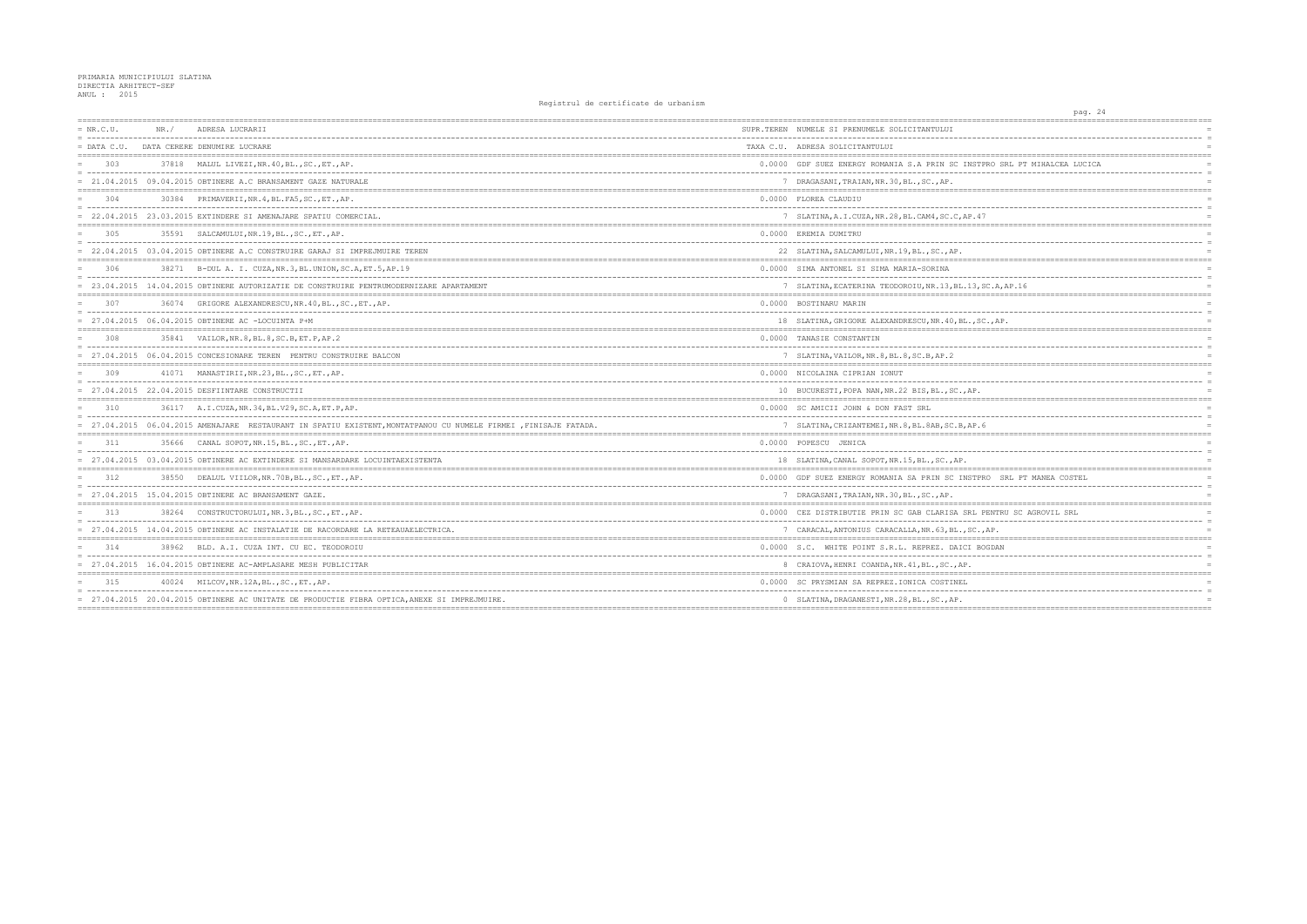PRIMARIA MUNICIPIULUI SLATINA
DIRECTIA ARHITECT-SEF
ANUL : 2015

Registrul de certificate de urbanism

| NR.C.U. | NR./ | ADRESA LUCRARII | SUPR.TEREN | NUMELE SI PRENUMELE SOLICITANTULUI |
|---|---|---|---|---|
| DATA C.U. | DATA CERERE | DENUMIRE LUCRARE | TAXA C.U. | ADRESA SOLICITANTULUI |
| 303 | 37818 | MALUL LIVEZI,NR.40,BL.,SC.,ET.,AP. | 0.0000 | GDF SUEZ ENERGY ROMANIA S.A PRIN SC INSTPRO SRL PT MIHALCEA LUCICA |
| 21.04.2015 | 09.04.2015 | OBTINERE A.C BRANSAMENT GAZE NATURALE | 7 | DRAGASANI,TRAIAN,NR.30,BL.,SC.,AP. |
| 304 | 30384 | PRIMAVERII,NR.4,BL.FA5,SC.,ET.,AP. | 0.0000 | FLOREA CLAUDIU |
| 22.04.2015 | 23.03.2015 | EXTINDERE SI AMENAJARE SPATIU COMERCIAL. | 7 | SLATINA,A.I.CUZA,NR.28,BL.CAM4,SC.C,AP.47 |
| 305 | 35591 | SALCAMULUI,NR.19,BL.,SC,ET.,AP. | 0.0000 | EREMIA DUMITRU |
| 22.04.2015 | 03.04.2015 | OBTINERE A.C CONSTRUIRE GARAJ SI IMPREJMUIRE TEREN | 22 | SLATINA,SALCAMULUI,NR.19,BL.,SC.,AP. |
| 306 | 38271 | B-DUL A. I. CUZA,NR.3,BL.UNION,SC.A,ET.5,AP.19 | 0.0000 | SIMA ANTONEL SI SIMA MARIA-SORINA |
| 23.04.2015 | 14.04.2015 | OBTINERE AUTORIZATIE DE CONSTRUIRE PENTRUMODERNIZARE APARTAMENT | 7 | SLATINA,ECATERINA TEODOROIU,NR.13,BL.13,SC.A,AP.16 |
| 307 | 36074 | GRIGORE ALEXANDRESCU,NR.40,BL.,SC.,ET.,AP. | 0.0000 | BOSTINARU MARIN |
| 27.04.2015 | 06.04.2015 | OBTINERE AC -LOCUINTA P+M | 18 | SLATINA,GRIGORE ALEXANDRESCU,NR.40,BL.,SC.,AP. |
| 308 | 35841 | VAILOR,NR.8,BL.8,SC.B,ET.P,AP.2 | 0.0000 | TANASIE CONSTANTIN |
| 27.04.2015 | 06.04.2015 | CONCESIONARE TEREN PENTRU CONSTRUIRE BALCON | 7 | SLATINA,VAILOR,NR.8,BL.8,SC.B,AP.2 |
| 309 | 41071 | MANASTIRII,NR.23,BL.,SC.,ET.,AP. | 0.0000 | NICOLAINA CIPRIAN IONUT |
| 27.04.2015 | 22.04.2015 | DESFIINTARE CONSTRUCTII | 10 | BUCURESTI,POPA NAN,NR.22 BIS,BL.,SC.,AP. |
| 310 | 36117 | A.I.CUZA,NR.34,BL.V29,SC.A,ET.P,AP. | 0.0000 | SC AMICII JOHN & DON FAST SRL |
| 27.04.2015 | 06.04.2015 | AMENAJARE RESTAURANT IN SPATIU EXISTENT,MONTATPANOU CU NUMELE FIRMEI ,FINISAJE FATADA. | 7 | SLATINA,CRIZANTEMEI,NR.8,BL.8AB,SC.B,AP.6 |
| 311 | 35666 | CANAL SOPOT,NR.15,BL.,SC.,ET.,AP. | 0.0000 | POPESCU JENICA |
| 27.04.2015 | 03.04.2015 | OBTINERE AC EXTINDERE SI MANSARDARE LOCUINTAEXISTENTA | 18 | SLATINA,CANAL SOPOT,NR.15,BL.,SC.,AP. |
| 312 | 38550 | DEALUL VIILOR,NR.70B,BL.,SC.,ET.,AP. | 0.0000 | GDF SUEZ ENERGY ROMANIA SA PRIN SC INSTPRO SRL PT MANEA COSTEL |
| 27.04.2015 | 15.04.2015 | OBTINERE AC BRANSAMENT GAZE. | 7 | DRAGASANI,TRAIAN,NR.30,BL.,SC.,AP. |
| 313 | 38264 | CONSTRUCTORULUI,NR.3,BL.,SC.,ET.,AP. | 0.0000 | CEZ DISTRIBUTIE PRIN SC GAB CLARISA SRL PENTRU SC AGROVIL SRL |
| 27.04.2015 | 14.04.2015 | OBTINERE AC INSTALATIE DE RACORDARE LA RETEAUAELECTRICA. | 7 | CARACAL,ANTONIUS CARACALLA,NR.63,BL.,SC.,AP. |
| 314 | 38962 | BLD. A.I. CUZA INT. CU EC. TEODOROIU | 0.0000 | S.C. WHITE POINT S.R.L. REPREZ. DAICI BOGDAN |
| 27.04.2015 | 16.04.2015 | OBTINERE AC-AMPLASARE MESH PUBLICITAR | 8 | CRAIOVA,HENRI COANDA,NR.41,BL.,SC.,AP. |
| 315 | 40024 | MILCOV,NR.12A,BL.,SC.,ET.,AP. | 0.0000 | SC PRYSMIAN SA REPREZ.IONICA COSTINEL |
| 27.04.2015 | 20.04.2015 | OBTINERE AC UNITATE DE PRODUCTIE FIBRA OPTICA,ANEXE SI IMPREJMUIRE. | 0 | SLATINA,DRAGANESTI,NR.28,BL.,SC.,AP. |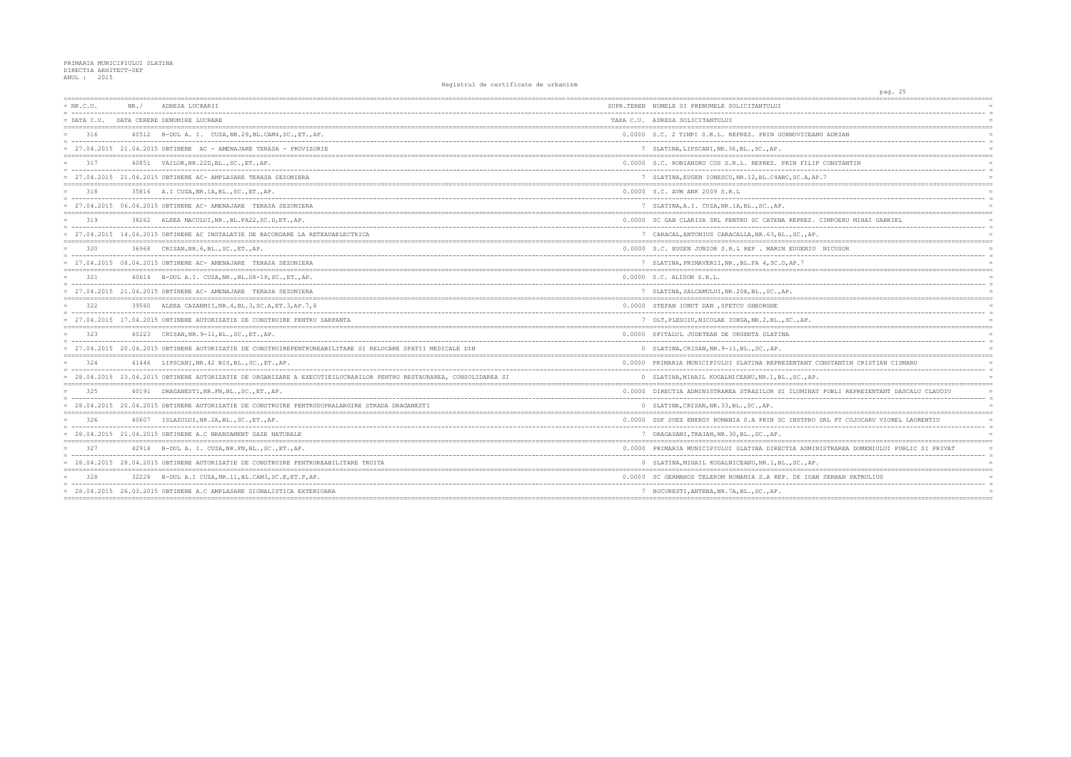PRIMARIA MUNICIPIULUI SLATINA
DIRECTIA ARHITECT-SEF
ANUL : 2015

Registrul de certificate de urbanism

| NR.C.U. / DATA C.U. | NR./ DATA CERERE | ADRESA LUCRARII / DENUMIRE LUCRARE | SUPR.TEREN / TAXA C.U. | NUMELE SI PRENUMELE SOLICITANTULUI / ADRESA SOLICITANTULUI |
|---|---|---|---|---|
| 316 | 40512 | B-DUL A. I. CUZA,NR.28,BL.CAM4,SC.,ET.,AP. | 0.0000 | S.C. 2 TIMPI S.R.L. REPREZ. PRIN GORNOVICEANU ADRIAN |
| 27.04.2015 | 21.04.2015 | OBTINERE AC - AMENAJARE TERASA - PROVIZORIE | 7 | SLATINA,LIPSCANI,NR.36,BL.,SC.,AP. |
| 317 | 40851 | VAILOR,NR.22D,BL.,SC.,ET.,AP. | 0.0000 | S.C. ROBIANDRU COS S.R.L. REPREZ. PRIN FILIP CONSTANTIN |
| 27.04.2015 | 21.04.2015 | OBTINERE AC- AMPLASARE TERASA SEZONIERA | 7 | SLATINA,EUGEN IONESCU,NR.12,BL.C4ABC,SC.A,AP.7 |
| 318 | 35816 | A.I CUZA,NR.1A,BL.,SC.,ET.,AP. | 0.0000 | S.C. AVM ANK 2009 S.R.L |
| 27.04.2015 | 06.04.2015 | OBTINERE AC- AMENAJARE TERASA SEZONIERA | 7 | SLATINA,A.I. CUZA,NR.1A,BL.,SC.,AP. |
| 319 | 38262 | ALEEA MACULUI,NR.,BL.FA22,SC.D,ET.,AP. | 0.0000 | SC GAB CLARISA SRL PENTRU SC CATENA REPREZ. CIMPOERU MIHAI GABRIEL |
| 27.04.2015 | 14.04.2015 | OBTINERE AC INSTALATIE DE RACORDARE LA RETEAUAELECTRICA | 7 | CARACAL,ANTONIUS CARACALLA,NR.63,BL.,SC.,AP. |
| 320 | 36968 | CRISAN,NR.6,BL.,SC.,ET.,AP. | 0.0000 | S.C. EUGEN JUNIOR S.R.L REP . MARIN EUGENIU NICUSOR |
| 27.04.2015 | 08.04.2015 | OBTINERE AC- AMENAJARE TERASA SEZONIERA | 7 | SLATINA,PRIMAVERII,NR.,BL.FA 4,SC.D,AP.7 |
| 321 | 40614 | B-DUL A.I. CUZA,NR.,BL.D8-1P,SC.,ET.,AP. | 0.0000 | S.C. ALISON S.R.L. |
| 27.04.2015 | 21.04.2015 | OBTINERE AC- AMENAJARE TERASA SEZONIERA | 7 | SLATINA,SALCAMULUI,NR.20E,BL.,SC.,AP. |
| 322 | 39560 | ALEEA CAZARMII,NR.4,BL.3,SC.A,ET.3,AP.7,8 | 0.0000 | STEFAN IONUT DAN ,SFETCU GHEORGHE |
| 27.04.2015 | 17.04.2015 | OBTINERE AUTORIZATIE DE CONSTRUIRE PENTRU SARPANTA | 7 | OLT,PLESOIU,NICOLAE IORGA,NR.2,BL.,SC.,AP. |
| 323 | 40223 | CRISAN,NR.9-11,BL.,SC.,ET.,AP. | 0.0000 | SPITALUL JUDETEAN DE URGENTA SLATINA |
| 27.04.2015 | 20.04.2015 | OBTINERE AUTORIZATIE DE CONSTRUIREPENTRUREABILITARE SI RELOCARE SPATII MEDICALE DIN | 0 | SLATINA,CRISAN,NR.9-11,BL.,SC.,AP. |
| 324 | 41446 | LIPSCANI,NR.42 BIS,BL.,SC.,ET.,AP. | 0.0000 | PRIMARIA MUNICIPIULUI SLATINA REPREZENTANT CONSTANTIN CRISTIAN CISMARU |
| 28.04.2015 | 23.04.2015 | OBTINERE AUTORIZATIE DE ORGANIZARE A EXECUTIEILUCRARILOR PENTRU RESTAURAREA, CONSOLIDAREA SI | 0 | SLATINA,MIHAIL KOGALNICEANU,NR.1,BL.,SC.,AP. |
| 325 | 40191 | DRAGANESTI,NR.FN,BL.,SC.,ET.,AP. | 0.0000 | DIRECTIA ADMINISTRAREA STRAZILOR SI ILUMINAT PUBLI REPREZENTANT DASCALU CLAUDIU |
| 28.04.2015 | 20.04.2015 | OBTINERE AUTORIZATIE DE CONSTRUIRE PENTRUSUPRALARGIRE STRADA DRAGANESTI | 0 | SLATINA,CRISAN,NR.33,BL.,SC.,AP. |
| 326 | 40607 | ISLAZULUI,NR.2A,BL.,SC.,ET.,AP. | 0.0000 | GDF SUEZ ENERGY ROMANIA S.A PRIN SC INSTPRO SRL PT COJOCARU VIOREL LAURENTIU |
| 28.04.2015 | 21.04.2015 | OBTINERE A.C BRANSAMENT GAZE NATURALE | 7 | DRAGASANI,TRAIAN,NR.30,BL.,SC.,AP. |
| 327 | 42918 | B-DUL A. I. CUZA,NR.FN,BL.,SC.,ET.,AP. | 0.0000 | PRIMARIA MUNICIPIULUI SLATINA DIRECTIA ADMINISTRAREA DOMENIULUI PUBLIC SI PRIVAT |
| 28.04.2015 | 28.04.2015 | OBTINERE AUTORIZATIE DE CONSTRUIRE PENTRUREABILITARE TROITA | 0 | SLATINA,MIHAIL KOGALNICEANU,NR.1,BL.,SC.,AP. |
| 328 | 32228 | B-DUL A.I CUZA,NR.11,BL.CAM3,SC.E,ET.P,AP. | 0.0000 | SC GERMANOS TELEKOM ROMANIA S.A REP. DE IOAN SERBAN PATRULIUS |
| 28.04.2015 | 26.03.2015 | OBTINERE A.C AMPLASARE SIGNALISTICA EXTERIOARA | 7 | BUCURESTI,ANTENA,NR.7A,BL.,SC.,AP. |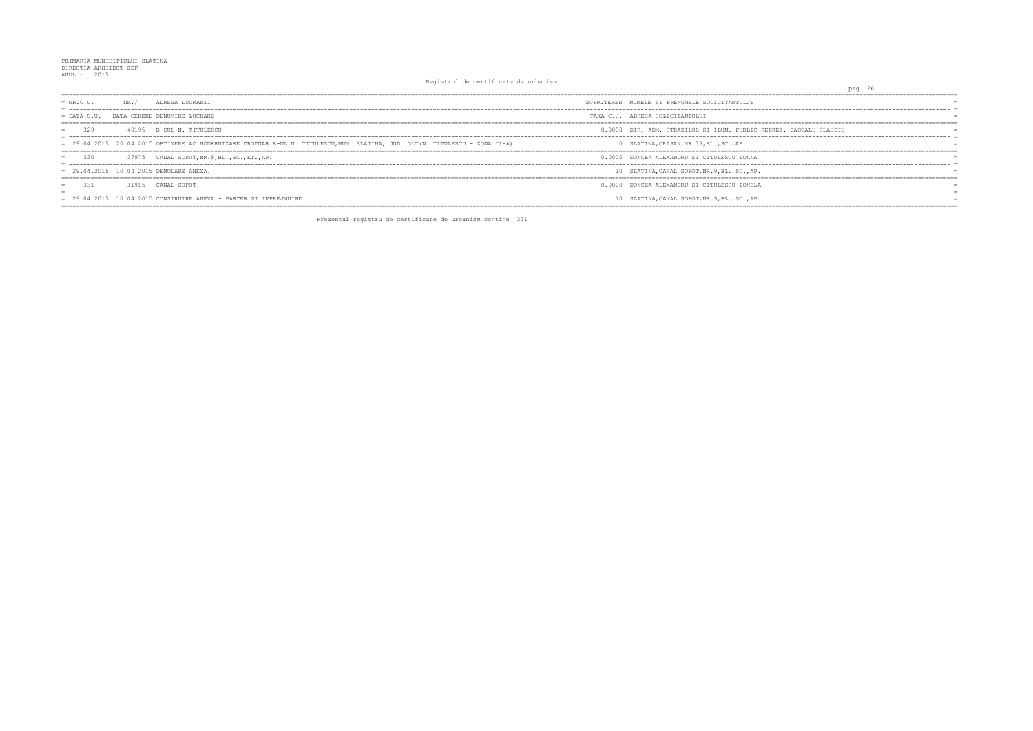PRIMARIA MUNICIPIULUI SLATINA
DIRECTIA ARHITECT-SEF
ANUL : 2015

Registrul de certificate de urbanism

| NR.C.U. / DATA C.U. | NR. / DATA CERERE | ADRESA LUCRARII / DENUMIRE LUCRARE | SUPR.TEREN / TAXA C.U. | NUMELE SI PRENUMELE SOLICITANTULUI / ADRESA SOLICITANTULUI |
|---|---|---|---|---|
| 329 | 40195 | B-DUL N. TITULESCU | 0.0000 | DIR. ADM. STRAZILOR SI ILUM. PUBLIC REPREZ. DASCALU CLAUDIU |
| 29.04.2015 | 20.04.2015 | OBTINERE AC MODERNIZARE TROTUAR B-UL N. TITULESCU,MUN. SLATINA, JUD. OLT(N. TITULESCU - ZONA II-A) | 0 | SLATINA,CRISAN,NR.33,BL.,SC.,AP. |
| 330 | 37975 | CANAL SOPOT,NR.9,BL.,SC.,ET.,AP. | 0.0000 | DONCEA ALEXANDRU SI CITULESCU IOANA |
| 29.04.2015 | 10.04.2015 | DEMOLARE ANEXA. | 10 | SLATINA,CANAL SOPOT,NR.9,BL.,SC.,AP. |
| 331 | 31915 | CANAL SOPOT | 0.0000 | DONCEA ALEXANDRU SI CITULESCU IONELA |
| 29.04.2015 | 10.04.2015 | CONSTRUIRE ANEXA - PARTER SI IMPREJMUIRE | 10 | SLATINA,CANAL SOPOT,NR.9,BL.,SC.,AP. |

Prezentul registru de certificate de urbanism contine 331